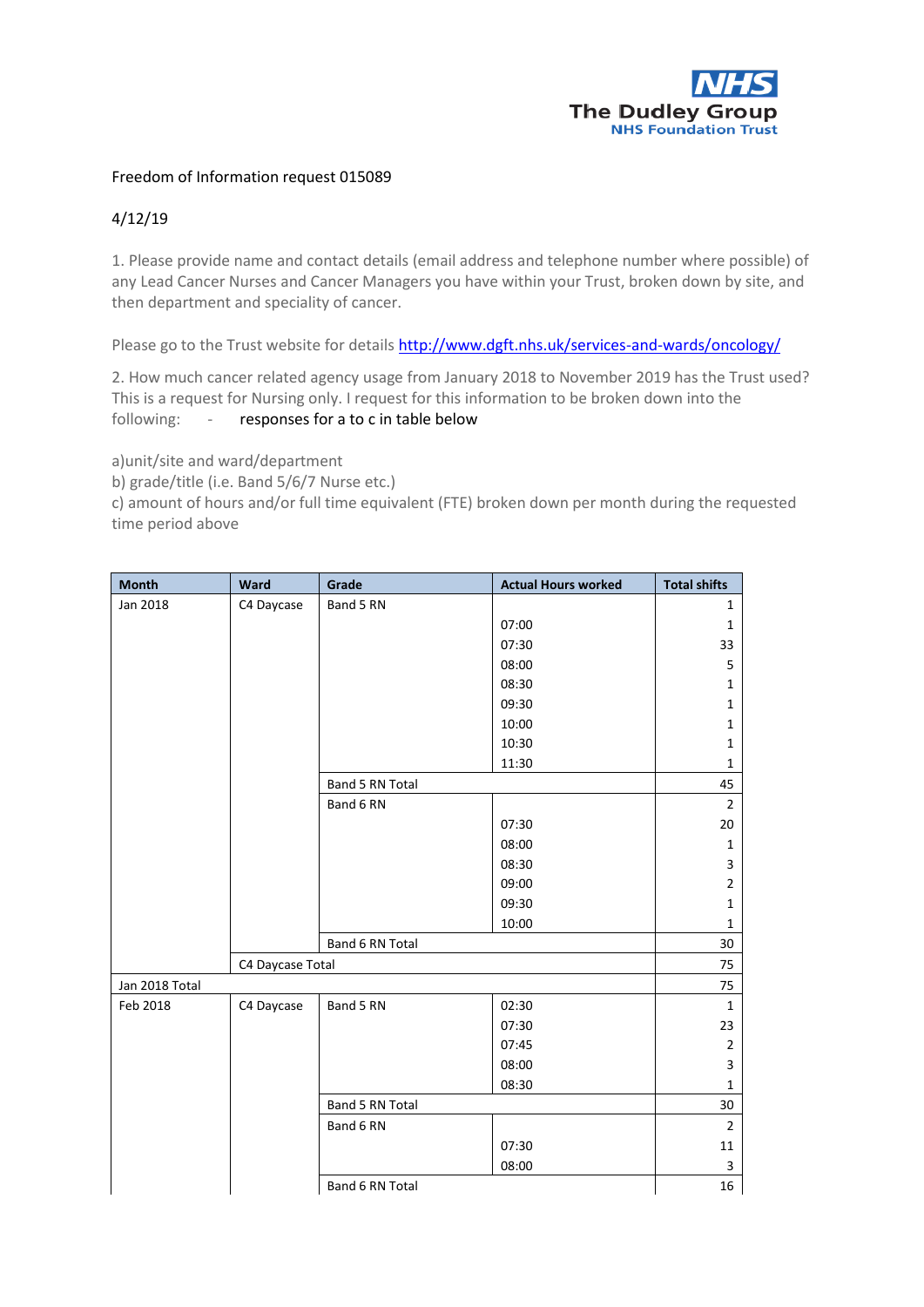The Dudley Group
NHS Foundation Trust

Freedom of Information request 015089

4/12/19

1. Please provide name and contact details (email address and telephone number where possible) of any Lead Cancer Nurses and Cancer Managers you have within your Trust, broken down by site, and then department and speciality of cancer.

Please go to the Trust website for details http://www.dgft.nhs.uk/services-and-wards/oncology/

2. How much cancer related agency usage from January 2018 to November 2019 has the Trust used? This is a request for Nursing only. I request for this information to be broken down into the following: - responses for a to c in table below

a)unit/site and ward/department
b) grade/title (i.e. Band 5/6/7 Nurse etc.)
c) amount of hours and/or full time equivalent (FTE) broken down per month during the requested time period above

| Month | Ward | Grade | Actual Hours worked | Total shifts |
|---|---|---|---|---|
| Jan 2018 | C4 Daycase | Band 5 RN | | 1 |
| | | | 07:00 | 1 |
| | | | 07:30 | 33 |
| | | | 08:00 | 5 |
| | | | 08:30 | 1 |
| | | | 09:30 | 1 |
| | | | 10:00 | 1 |
| | | | 10:30 | 1 |
| | | | 11:30 | 1 |
| | | Band 5 RN Total | | 45 |
| | | Band 6 RN | | 2 |
| | | | 07:30 | 20 |
| | | | 08:00 | 1 |
| | | | 08:30 | 3 |
| | | | 09:00 | 2 |
| | | | 09:30 | 1 |
| | | | 10:00 | 1 |
| | | Band 6 RN Total | | 30 |
| | C4 Daycase Total | | | 75 |
| Jan 2018 Total | | | | 75 |
| Feb 2018 | C4 Daycase | Band 5 RN | 02:30 | 1 |
| | | | 07:30 | 23 |
| | | | 07:45 | 2 |
| | | | 08:00 | 3 |
| | | | 08:30 | 1 |
| | | Band 5 RN Total | | 30 |
| | | Band 6 RN | | 2 |
| | | | 07:30 | 11 |
| | | | 08:00 | 3 |
| | | Band 6 RN Total | | 16 |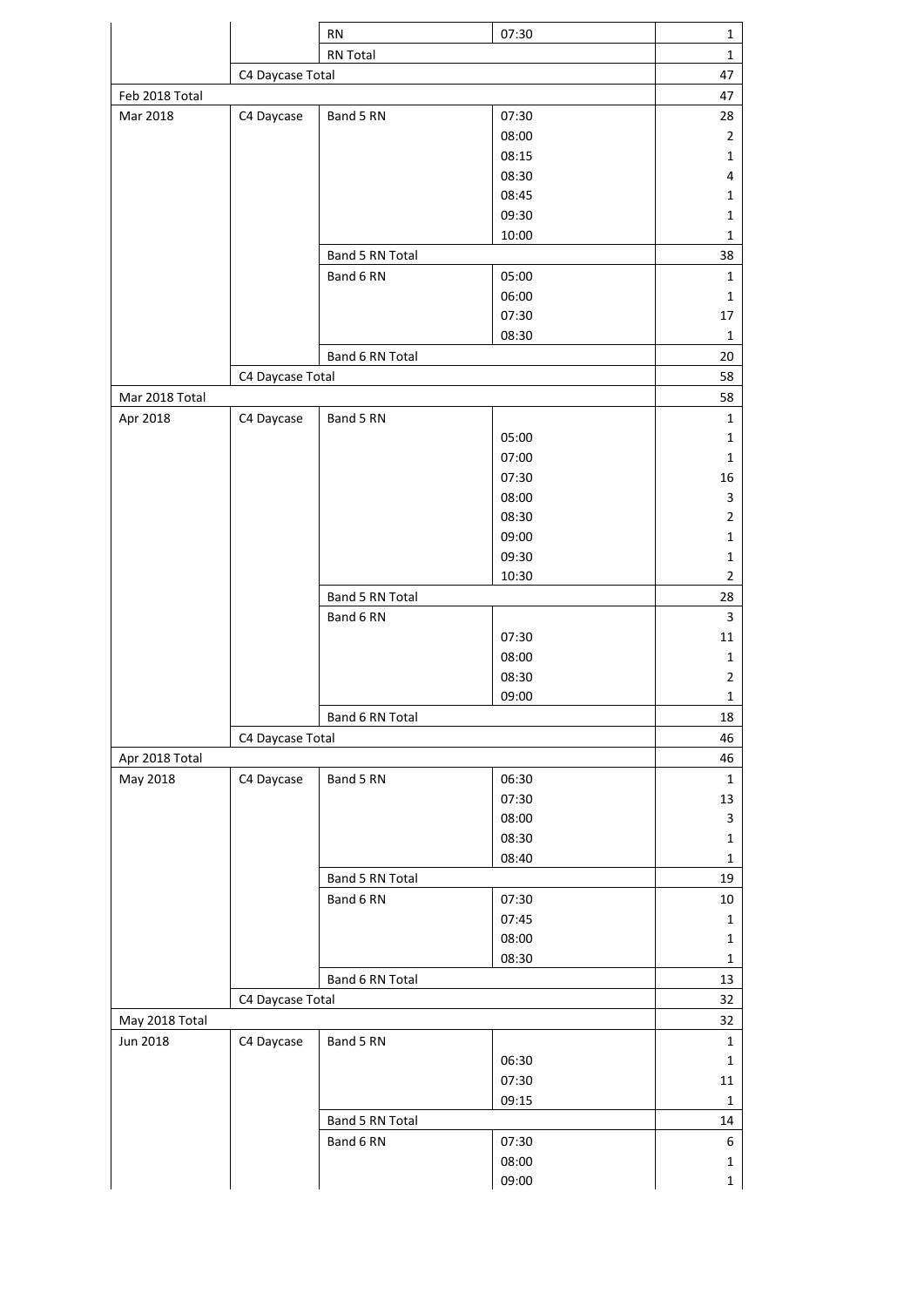| | | | | |
|---|---|---|---|---|
| | | RN | 07:30 | 1 |
| | | RN Total | | 1 |
| | C4 Daycase Total | | | 47 |
| Feb 2018 Total | | | | 47 |
| Mar 2018 | C4 Daycase | Band 5 RN | 07:30 | 28 |
| | | | 08:00 | 2 |
| | | | 08:15 | 1 |
| | | | 08:30 | 4 |
| | | | 08:45 | 1 |
| | | | 09:30 | 1 |
| | | | 10:00 | 1 |
| | | Band 5 RN Total | | 38 |
| | | Band 6 RN | 05:00 | 1 |
| | | | 06:00 | 1 |
| | | | 07:30 | 17 |
| | | | 08:30 | 1 |
| | | Band 6 RN Total | | 20 |
| | C4 Daycase Total | | | 58 |
| Mar 2018 Total | | | | 58 |
| Apr 2018 | C4 Daycase | Band 5 RN | | 1 |
| | | | 05:00 | 1 |
| | | | 07:00 | 1 |
| | | | 07:30 | 16 |
| | | | 08:00 | 3 |
| | | | 08:30 | 2 |
| | | | 09:00 | 1 |
| | | | 09:30 | 1 |
| | | | 10:30 | 2 |
| | | Band 5 RN Total | | 28 |
| | | Band 6 RN | | 3 |
| | | | 07:30 | 11 |
| | | | 08:00 | 1 |
| | | | 08:30 | 2 |
| | | | 09:00 | 1 |
| | | Band 6 RN Total | | 18 |
| | C4 Daycase Total | | | 46 |
| Apr 2018 Total | | | | 46 |
| May 2018 | C4 Daycase | Band 5 RN | 06:30 | 1 |
| | | | 07:30 | 13 |
| | | | 08:00 | 3 |
| | | | 08:30 | 1 |
| | | | 08:40 | 1 |
| | | Band 5 RN Total | | 19 |
| | | Band 6 RN | 07:30 | 10 |
| | | | 07:45 | 1 |
| | | | 08:00 | 1 |
| | | | 08:30 | 1 |
| | | Band 6 RN Total | | 13 |
| | C4 Daycase Total | | | 32 |
| May 2018 Total | | | | 32 |
| Jun 2018 | C4 Daycase | Band 5 RN | | 1 |
| | | | 06:30 | 1 |
| | | | 07:30 | 11 |
| | | | 09:15 | 1 |
| | | Band 5 RN Total | | 14 |
| | | Band 6 RN | 07:30 | 6 |
| | | | 08:00 | 1 |
| | | | 09:00 | 1 |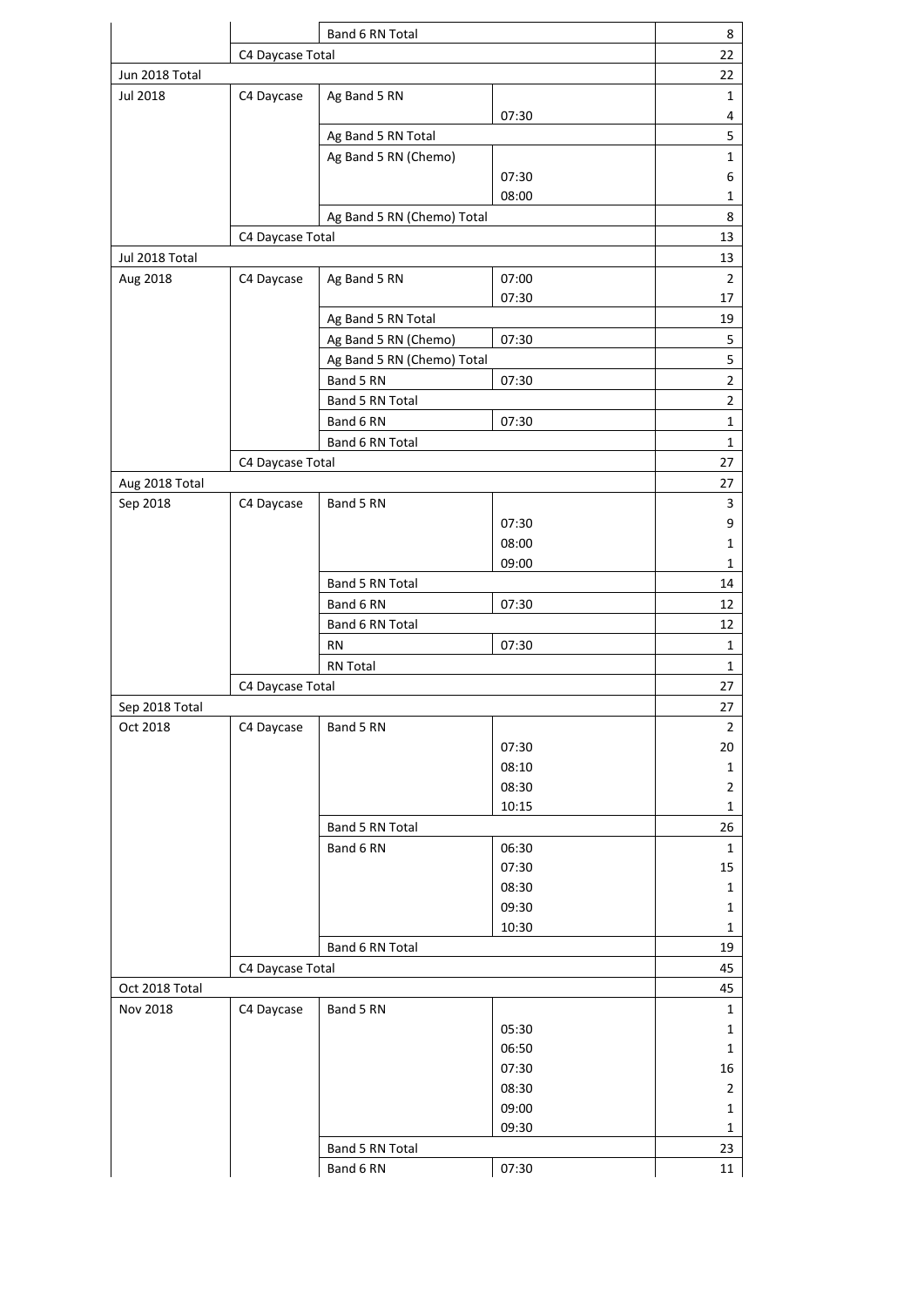| | | | | |
|---|---|---|---|---|
| | | Band 6 RN Total | | 8 |
| | C4 Daycase Total | | | 22 |
| Jun 2018 Total | | | | 22 |
| Jul 2018 | C4 Daycase | Ag Band 5 RN | | 1 |
| | | | 07:30 | 4 |
| | | Ag Band 5 RN Total | | 5 |
| | | Ag Band 5 RN (Chemo) | | 1 |
| | | | 07:30 | 6 |
| | | | 08:00 | 1 |
| | | Ag Band 5 RN (Chemo) Total | | 8 |
| | C4 Daycase Total | | | 13 |
| Jul 2018 Total | | | | 13 |
| Aug 2018 | C4 Daycase | Ag Band 5 RN | 07:00 | 2 |
| | | | 07:30 | 17 |
| | | Ag Band 5 RN Total | | 19 |
| | | Ag Band 5 RN (Chemo) | 07:30 | 5 |
| | | Ag Band 5 RN (Chemo) Total | | 5 |
| | | Band 5 RN | 07:30 | 2 |
| | | Band 5 RN Total | | 2 |
| | | Band 6 RN | 07:30 | 1 |
| | | Band 6 RN Total | | 1 |
| | C4 Daycase Total | | | 27 |
| Aug 2018 Total | | | | 27 |
| Sep 2018 | C4 Daycase | Band 5 RN | | 3 |
| | | | 07:30 | 9 |
| | | | 08:00 | 1 |
| | | | 09:00 | 1 |
| | | Band 5 RN Total | | 14 |
| | | Band 6 RN | 07:30 | 12 |
| | | Band 6 RN Total | | 12 |
| | | RN | 07:30 | 1 |
| | | RN Total | | 1 |
| | C4 Daycase Total | | | 27 |
| Sep 2018 Total | | | | 27 |
| Oct 2018 | C4 Daycase | Band 5 RN | | 2 |
| | | | 07:30 | 20 |
| | | | 08:10 | 1 |
| | | | 08:30 | 2 |
| | | | 10:15 | 1 |
| | | Band 5 RN Total | | 26 |
| | | Band 6 RN | 06:30 | 1 |
| | | | 07:30 | 15 |
| | | | 08:30 | 1 |
| | | | 09:30 | 1 |
| | | | 10:30 | 1 |
| | | Band 6 RN Total | | 19 |
| | C4 Daycase Total | | | 45 |
| Oct 2018 Total | | | | 45 |
| Nov 2018 | C4 Daycase | Band 5 RN | | 1 |
| | | | 05:30 | 1 |
| | | | 06:50 | 1 |
| | | | 07:30 | 16 |
| | | | 08:30 | 2 |
| | | | 09:00 | 1 |
| | | | 09:30 | 1 |
| | | Band 5 RN Total | | 23 |
| | | Band 6 RN | 07:30 | 11 |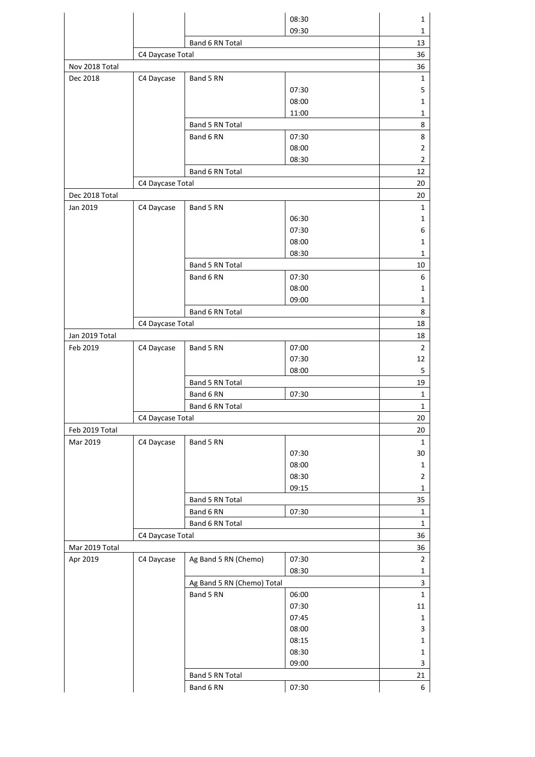| | | | | |
|---|---|---|---|---|
| | | | 08:30 | 1 |
| | | | 09:30 | 1 |
| | | Band 6 RN Total | | 13 |
| | C4 Daycase Total | | | 36 |
| Nov 2018 Total | | | | 36 |
| Dec 2018 | C4 Daycase | Band 5 RN | | 1 |
| | | | 07:30 | 5 |
| | | | 08:00 | 1 |
| | | | 11:00 | 1 |
| | | Band 5 RN Total | | 8 |
| | | Band 6 RN | 07:30 | 8 |
| | | | 08:00 | 2 |
| | | | 08:30 | 2 |
| | | Band 6 RN Total | | 12 |
| | C4 Daycase Total | | | 20 |
| Dec 2018 Total | | | | 20 |
| Jan 2019 | C4 Daycase | Band 5 RN | | 1 |
| | | | 06:30 | 1 |
| | | | 07:30 | 6 |
| | | | 08:00 | 1 |
| | | | 08:30 | 1 |
| | | Band 5 RN Total | | 10 |
| | | Band 6 RN | 07:30 | 6 |
| | | | 08:00 | 1 |
| | | | 09:00 | 1 |
| | | Band 6 RN Total | | 8 |
| | C4 Daycase Total | | | 18 |
| Jan 2019 Total | | | | 18 |
| Feb 2019 | C4 Daycase | Band 5 RN | 07:00 | 2 |
| | | | 07:30 | 12 |
| | | | 08:00 | 5 |
| | | Band 5 RN Total | | 19 |
| | | Band 6 RN | 07:30 | 1 |
| | | Band 6 RN Total | | 1 |
| | C4 Daycase Total | | | 20 |
| Feb 2019 Total | | | | 20 |
| Mar 2019 | C4 Daycase | Band 5 RN | | 1 |
| | | | 07:30 | 30 |
| | | | 08:00 | 1 |
| | | | 08:30 | 2 |
| | | | 09:15 | 1 |
| | | Band 5 RN Total | | 35 |
| | | Band 6 RN | 07:30 | 1 |
| | | Band 6 RN Total | | 1 |
| | C4 Daycase Total | | | 36 |
| Mar 2019 Total | | | | 36 |
| Apr 2019 | C4 Daycase | Ag Band 5 RN (Chemo) | 07:30 | 2 |
| | | | 08:30 | 1 |
| | | Ag Band 5 RN (Chemo) Total | | 3 |
| | | Band 5 RN | 06:00 | 1 |
| | | | 07:30 | 11 |
| | | | 07:45 | 1 |
| | | | 08:00 | 3 |
| | | | 08:15 | 1 |
| | | | 08:30 | 1 |
| | | | 09:00 | 3 |
| | | Band 5 RN Total | | 21 |
| | | Band 6 RN | 07:30 | 6 |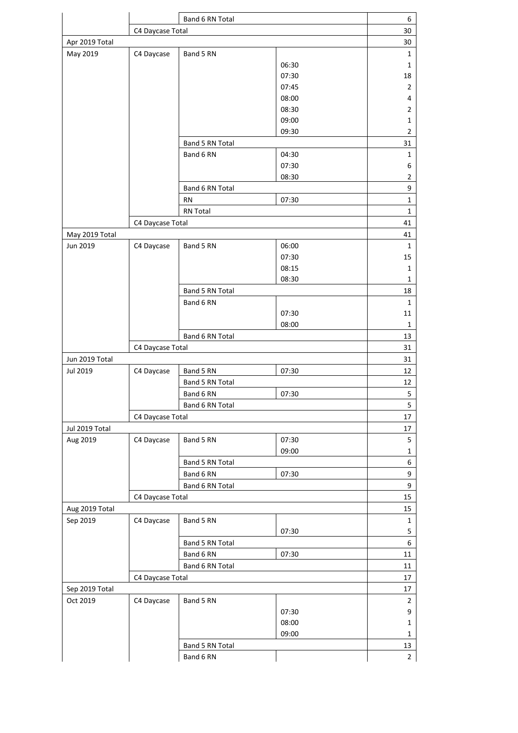| | | | | |
|---|---|---|---|---|
| | | Band 6 RN Total | | 6 |
| | C4 Daycase Total | | | 30 |
| Apr 2019 Total | | | | 30 |
| May 2019 | C4 Daycase | Band 5 RN | | 1 |
| | | | 06:30 | 1 |
| | | | 07:30 | 18 |
| | | | 07:45 | 2 |
| | | | 08:00 | 4 |
| | | | 08:30 | 2 |
| | | | 09:00 | 1 |
| | | | 09:30 | 2 |
| | | Band 5 RN Total | | 31 |
| | | Band 6 RN | 04:30 | 1 |
| | | | 07:30 | 6 |
| | | | 08:30 | 2 |
| | | Band 6 RN Total | | 9 |
| | | RN | 07:30 | 1 |
| | | RN Total | | 1 |
| | C4 Daycase Total | | | 41 |
| May 2019 Total | | | | 41 |
| Jun 2019 | C4 Daycase | Band 5 RN | 06:00 | 1 |
| | | | 07:30 | 15 |
| | | | 08:15 | 1 |
| | | | 08:30 | 1 |
| | | Band 5 RN Total | | 18 |
| | | Band 6 RN | | 1 |
| | | | 07:30 | 11 |
| | | | 08:00 | 1 |
| | | Band 6 RN Total | | 13 |
| | C4 Daycase Total | | | 31 |
| Jun 2019 Total | | | | 31 |
| Jul 2019 | C4 Daycase | Band 5 RN | 07:30 | 12 |
| | | Band 5 RN Total | | 12 |
| | | Band 6 RN | 07:30 | 5 |
| | | Band 6 RN Total | | 5 |
| | C4 Daycase Total | | | 17 |
| Jul 2019 Total | | | | 17 |
| Aug 2019 | C4 Daycase | Band 5 RN | 07:30 | 5 |
| | | | 09:00 | 1 |
| | | Band 5 RN Total | | 6 |
| | | Band 6 RN | 07:30 | 9 |
| | | Band 6 RN Total | | 9 |
| | C4 Daycase Total | | | 15 |
| Aug 2019 Total | | | | 15 |
| Sep 2019 | C4 Daycase | Band 5 RN | | 1 |
| | | | 07:30 | 5 |
| | | Band 5 RN Total | | 6 |
| | | Band 6 RN | 07:30 | 11 |
| | | Band 6 RN Total | | 11 |
| | C4 Daycase Total | | | 17 |
| Sep 2019 Total | | | | 17 |
| Oct 2019 | C4 Daycase | Band 5 RN | | 2 |
| | | | 07:30 | 9 |
| | | | 08:00 | 1 |
| | | | 09:00 | 1 |
| | | Band 5 RN Total | | 13 |
| | | Band 6 RN | | 2 |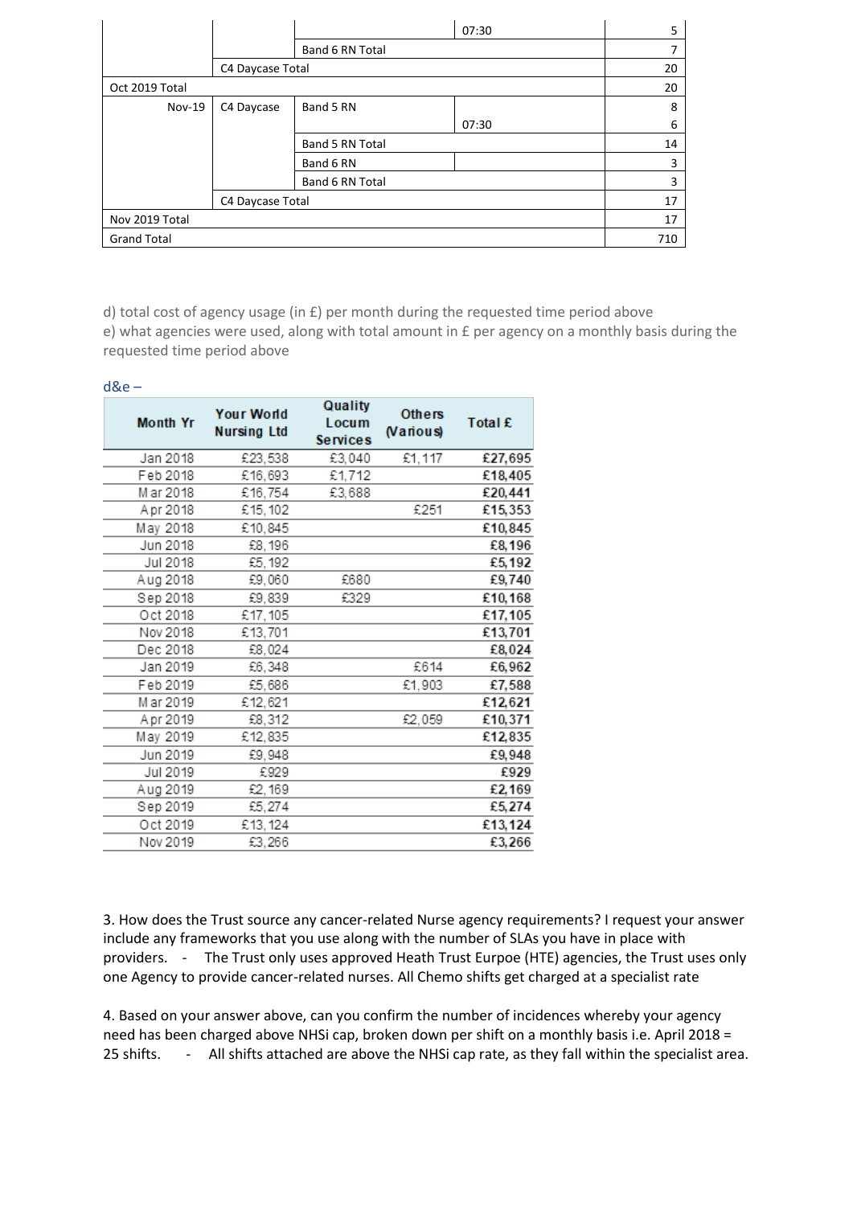|  |  |  | 07:30 | 5 |
|---|---|---|---|---|
|  |  | Band 6 RN Total |  | 7 |
|  | C4 Daycase Total |  |  | 20 |
| Oct 2019 Total |  |  |  | 20 |
| Nov-19 | C4 Daycase | Band 5 RN |  | 8 |
|  |  |  | 07:30 | 6 |
|  |  | Band 5 RN Total |  | 14 |
|  |  | Band 6 RN |  | 3 |
|  |  | Band 6 RN Total |  | 3 |
|  | C4 Daycase Total |  |  | 17 |
| Nov 2019 Total |  |  |  | 17 |
| Grand Total |  |  |  | 710 |

d) total cost of agency usage (in £) per month during the requested time period above
e) what agencies were used, along with total amount in £ per agency on a monthly basis during the requested time period above

d&e –

| Month Yr | Your World Nursing Ltd | Quality Locum Services | Others (Various) | Total £ |
|---|---|---|---|---|
| Jan 2018 | £23,538 | £3,040 | £1,117 | **£27,695** |
| Feb 2018 | £16,693 | £1,712 |  | **£18,405** |
| Mar 2018 | £16,754 | £3,688 |  | **£20,441** |
| Apr 2018 | £15,102 |  | £251 | **£15,353** |
| May 2018 | £10,845 |  |  | **£10,845** |
| Jun 2018 | £8,196 |  |  | **£8,196** |
| Jul 2018 | £5,192 |  |  | **£5,192** |
| Aug 2018 | £9,060 | £680 |  | **£9,740** |
| Sep 2018 | £9,839 | £329 |  | **£10,168** |
| Oct 2018 | £17,105 |  |  | **£17,105** |
| Nov 2018 | £13,701 |  |  | **£13,701** |
| Dec 2018 | £8,024 |  |  | **£8,024** |
| Jan 2019 | £6,348 |  | £614 | **£6,962** |
| Feb 2019 | £5,686 |  | £1,903 | **£7,588** |
| Mar 2019 | £12,621 |  |  | **£12,621** |
| Apr 2019 | £8,312 |  | £2,059 | **£10,371** |
| May 2019 | £12,835 |  |  | **£12,835** |
| Jun 2019 | £9,948 |  |  | **£9,948** |
| Jul 2019 | £929 |  |  | **£929** |
| Aug 2019 | £2,169 |  |  | **£2,169** |
| Sep 2019 | £5,274 |  |  | **£5,274** |
| Oct 2019 | £13,124 |  |  | **£13,124** |
| Nov 2019 | £3,266 |  |  | **£3,266** |

3. How does the Trust source any cancer-related Nurse agency requirements? I request your answer include any frameworks that you use along with the number of SLAs you have in place with providers. - The Trust only uses approved Heath Trust Eurpoe (HTE) agencies, the Trust uses only one Agency to provide cancer-related nurses. All Chemo shifts get charged at a specialist rate

4. Based on your answer above, can you confirm the number of incidences whereby your agency need has been charged above NHSi cap, broken down per shift on a monthly basis i.e. April 2018 = 25 shifts. - All shifts attached are above the NHSi cap rate, as they fall within the specialist area.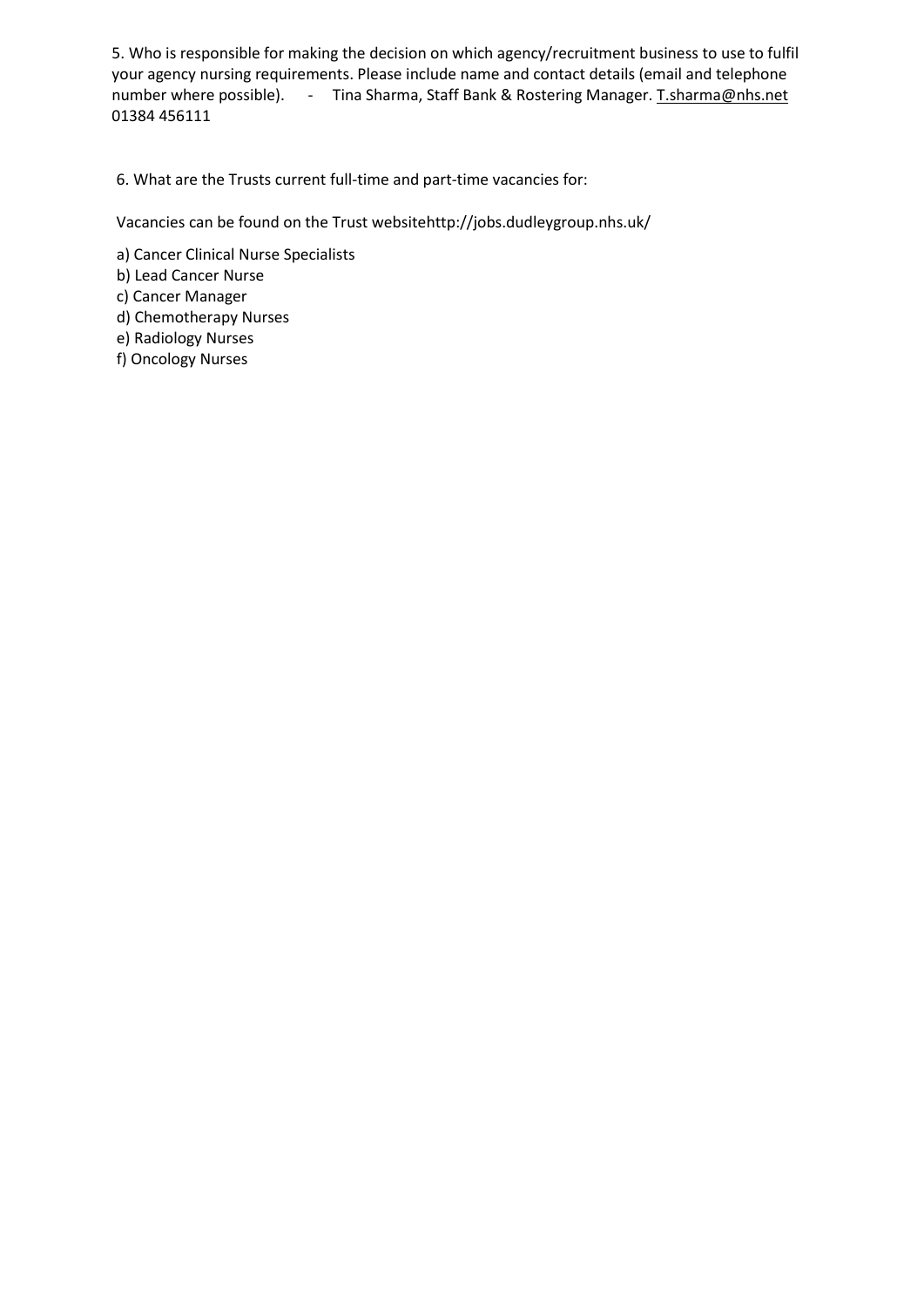5. Who is responsible for making the decision on which agency/recruitment business to use to fulfil your agency nursing requirements. Please include name and contact details (email and telephone number where possible). - Tina Sharma, Staff Bank & Rostering Manager. T.sharma@nhs.net 01384 456111

6. What are the Trusts current full-time and part-time vacancies for:

Vacancies can be found on the Trust websitehttp://jobs.dudleygroup.nhs.uk/

a) Cancer Clinical Nurse Specialists
b) Lead Cancer Nurse
c) Cancer Manager
d) Chemotherapy Nurses
e) Radiology Nurses
f) Oncology Nurses